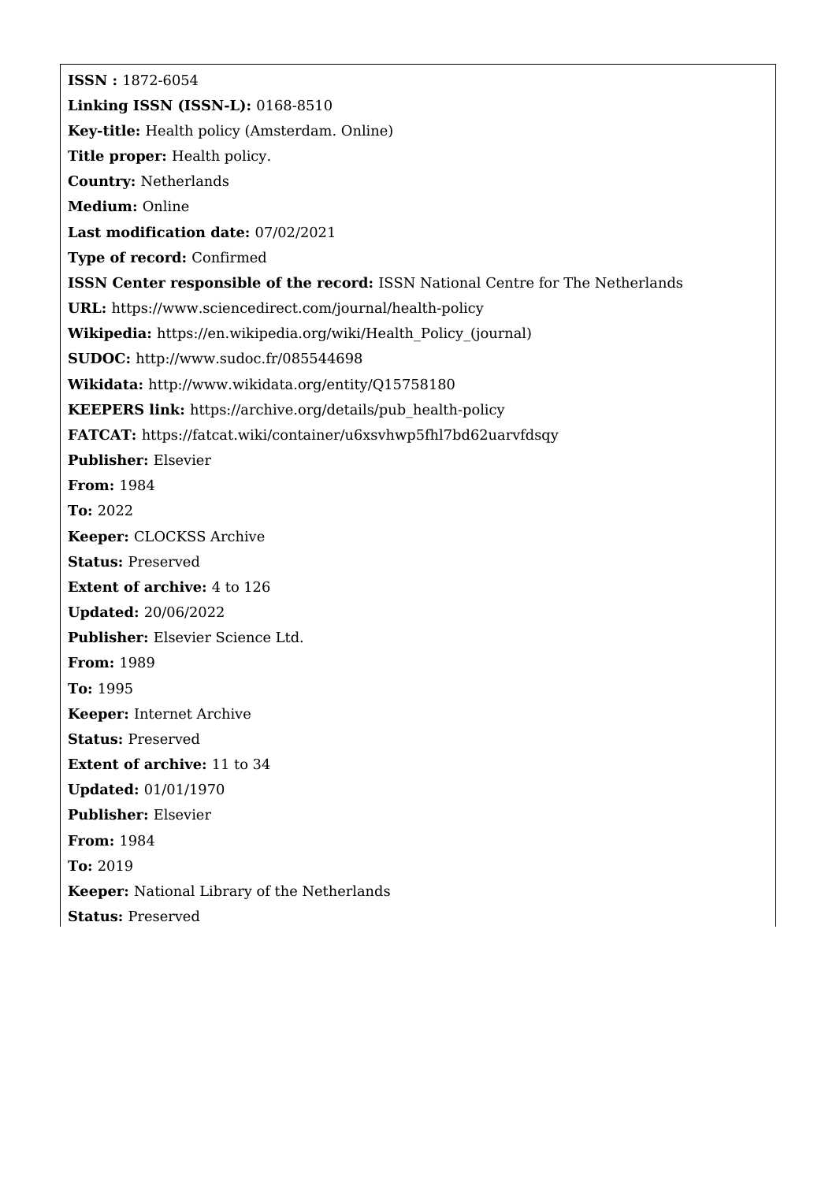**ISSN :** 1872-6054

**Linking ISSN (ISSN-L):** 0168-8510

**Key-title:** Health policy (Amsterdam. Online)

**Title proper:** Health policy.

**Country:** Netherlands

**Medium:** Online

**Last modification date:** 07/02/2021

**Type of record:** Confirmed

**ISSN Center responsible of the record:** ISSN National Centre for The Netherlands

**URL:** https://www.sciencedirect.com/journal/health-policy

**Wikipedia:** https://en.wikipedia.org/wiki/Health_Policy_(journal)

**SUDOC:** http://www.sudoc.fr/085544698

**Wikidata:** http://www.wikidata.org/entity/Q15758180

**KEEPERS link:** https://archive.org/details/pub_health-policy

**FATCAT:** https://fatcat.wiki/container/u6xsvhwp5fhl7bd62uarvfdsqy

**Publisher:** Elsevier

**From:** 1984

**To:** 2022

**Keeper:** CLOCKSS Archive

**Status:** Preserved

**Extent of archive:** 4 to 126

**Updated:** 20/06/2022

**Publisher:** Elsevier Science Ltd.

**From:** 1989

**To:** 1995

**Keeper:** Internet Archive

**Status:** Preserved

**Extent of archive:** 11 to 34

**Updated:** 01/01/1970

**Publisher:** Elsevier

**From:** 1984

**To:** 2019

**Keeper:** National Library of the Netherlands

**Status:** Preserved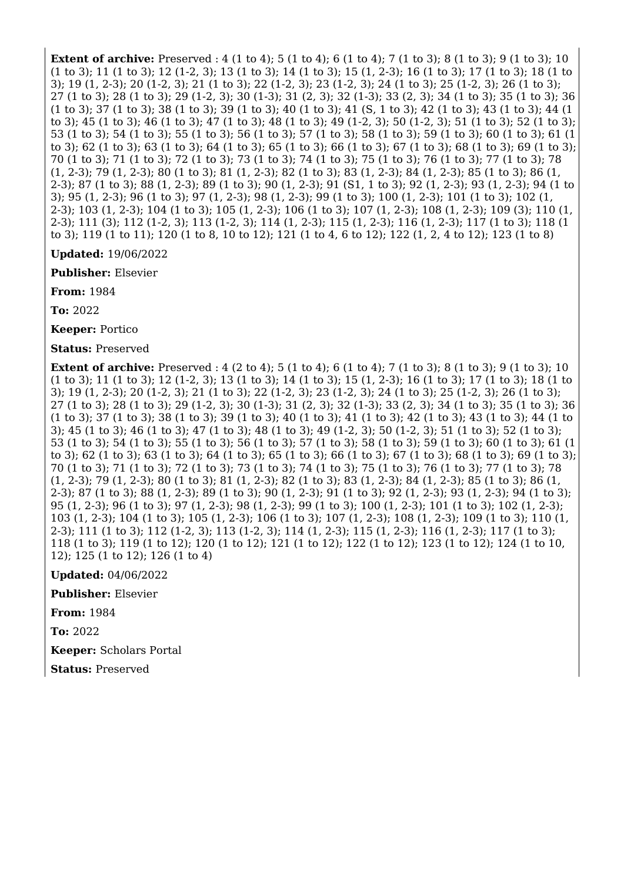**Extent of archive:** Preserved : 4 (1 to 4); 5 (1 to 4); 6 (1 to 4); 7 (1 to 3); 8 (1 to 3); 9 (1 to 3); 10 (1 to 3); 11 (1 to 3); 12 (1-2, 3); 13 (1 to 3); 14 (1 to 3); 15 (1, 2-3); 16 (1 to 3); 17 (1 to 3); 18 (1 to 3); 19 (1, 2-3); 20 (1-2, 3); 21 (1 to 3); 22 (1-2, 3); 23 (1-2, 3); 24 (1 to 3); 25 (1-2, 3); 26 (1 to 3); 27 (1 to 3); 28 (1 to 3); 29 (1-2, 3); 30 (1-3); 31 (2, 3); 32 (1-3); 33 (2, 3); 34 (1 to 3); 35 (1 to 3); 36 (1 to 3); 37 (1 to 3); 38 (1 to 3); 39 (1 to 3); 40 (1 to 3); 41 (S, 1 to 3); 42 (1 to 3); 43 (1 to 3); 44 (1 to 3); 45 (1 to 3); 46 (1 to 3); 47 (1 to 3); 48 (1 to 3); 49 (1-2, 3); 50 (1-2, 3); 51 (1 to 3); 52 (1 to 3); 53 (1 to 3); 54 (1 to 3); 55 (1 to 3); 56 (1 to 3); 57 (1 to 3); 58 (1 to 3); 59 (1 to 3); 60 (1 to 3); 61 (1 to 3); 62 (1 to 3); 63 (1 to 3); 64 (1 to 3); 65 (1 to 3); 66 (1 to 3); 67 (1 to 3); 68 (1 to 3); 69 (1 to 3); 70 (1 to 3); 71 (1 to 3); 72 (1 to 3); 73 (1 to 3); 74 (1 to 3); 75 (1 to 3); 76 (1 to 3); 77 (1 to 3); 78 (1, 2-3); 79 (1, 2-3); 80 (1 to 3); 81 (1, 2-3); 82 (1 to 3); 83 (1, 2-3); 84 (1, 2-3); 85 (1 to 3); 86 (1, 2-3); 87 (1 to 3); 88 (1, 2-3); 89 (1 to 3); 90 (1, 2-3); 91 (S1, 1 to 3); 92 (1, 2-3); 93 (1, 2-3); 94 (1 to 3); 95 (1, 2-3); 96 (1 to 3); 97 (1, 2-3); 98 (1, 2-3); 99 (1 to 3); 100 (1, 2-3); 101 (1 to 3); 102 (1, 2-3); 103 (1, 2-3); 104 (1 to 3); 105 (1, 2-3); 106 (1 to 3); 107 (1, 2-3); 108 (1, 2-3); 109 (3); 110 (1, 2-3); 111 (3); 112 (1-2, 3); 113 (1-2, 3); 114 (1, 2-3); 115 (1, 2-3); 116 (1, 2-3); 117 (1 to 3); 118 (1 to 3); 119 (1 to 11); 120 (1 to 8, 10 to 12); 121 (1 to 4, 6 to 12); 122 (1, 2, 4 to 12); 123 (1 to 8)

**Updated:** 19/06/2022

**Publisher:** Elsevier

**From:** 1984

**To:** 2022

**Keeper:** Portico

**Status:** Preserved

**Extent of archive:** Preserved : 4 (2 to 4); 5 (1 to 4); 6 (1 to 4); 7 (1 to 3); 8 (1 to 3); 9 (1 to 3); 10 (1 to 3); 11 (1 to 3); 12 (1-2, 3); 13 (1 to 3); 14 (1 to 3); 15 (1, 2-3); 16 (1 to 3); 17 (1 to 3); 18 (1 to 3); 19 (1, 2-3); 20 (1-2, 3); 21 (1 to 3); 22 (1-2, 3); 23 (1-2, 3); 24 (1 to 3); 25 (1-2, 3); 26 (1 to 3); 27 (1 to 3); 28 (1 to 3); 29 (1-2, 3); 30 (1-3); 31 (2, 3); 32 (1-3); 33 (2, 3); 34 (1 to 3); 35 (1 to 3); 36 (1 to 3); 37 (1 to 3); 38 (1 to 3); 39 (1 to 3); 40 (1 to 3); 41 (1 to 3); 42 (1 to 3); 43 (1 to 3); 44 (1 to 3); 45 (1 to 3); 46 (1 to 3); 47 (1 to 3); 48 (1 to 3); 49 (1-2, 3); 50 (1-2, 3); 51 (1 to 3); 52 (1 to 3); 53 (1 to 3); 54 (1 to 3); 55 (1 to 3); 56 (1 to 3); 57 (1 to 3); 58 (1 to 3); 59 (1 to 3); 60 (1 to 3); 61 (1 to 3); 62 (1 to 3); 63 (1 to 3); 64 (1 to 3); 65 (1 to 3); 66 (1 to 3); 67 (1 to 3); 68 (1 to 3); 69 (1 to 3); 70 (1 to 3); 71 (1 to 3); 72 (1 to 3); 73 (1 to 3); 74 (1 to 3); 75 (1 to 3); 76 (1 to 3); 77 (1 to 3); 78 (1, 2-3); 79 (1, 2-3); 80 (1 to 3); 81 (1, 2-3); 82 (1 to 3); 83 (1, 2-3); 84 (1, 2-3); 85 (1 to 3); 86 (1, 2-3); 87 (1 to 3); 88 (1, 2-3); 89 (1 to 3); 90 (1, 2-3); 91 (1 to 3); 92 (1, 2-3); 93 (1, 2-3); 94 (1 to 3); 95 (1, 2-3); 96 (1 to 3); 97 (1, 2-3); 98 (1, 2-3); 99 (1 to 3); 100 (1, 2-3); 101 (1 to 3); 102 (1, 2-3); 103 (1, 2-3); 104 (1 to 3); 105 (1, 2-3); 106 (1 to 3); 107 (1, 2-3); 108 (1, 2-3); 109 (1 to 3); 110 (1, 2-3); 111 (1 to 3); 112 (1-2, 3); 113 (1-2, 3); 114 (1, 2-3); 115 (1, 2-3); 116 (1, 2-3); 117 (1 to 3); 118 (1 to 3); 119 (1 to 12); 120 (1 to 12); 121 (1 to 12); 122 (1 to 12); 123 (1 to 12); 124 (1 to 10, 12); 125 (1 to 12); 126 (1 to 4)

**Updated:** 04/06/2022

**Publisher:** Elsevier

**From:** 1984

**To:** 2022

**Keeper:** Scholars Portal

**Status:** Preserved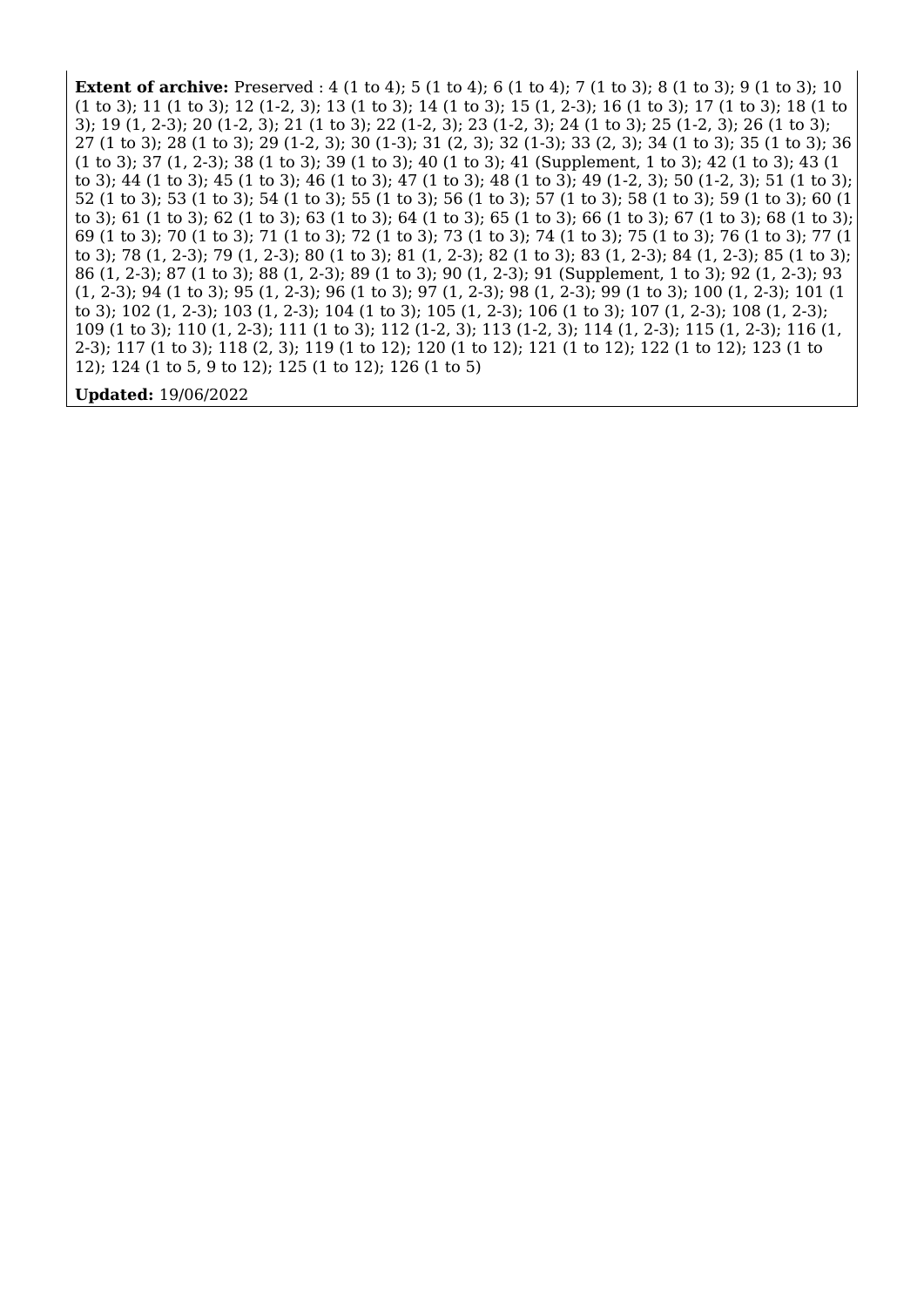**Extent of archive:** Preserved : 4 (1 to 4); 5 (1 to 4); 6 (1 to 4); 7 (1 to 3); 8 (1 to 3); 9 (1 to 3); 10 (1 to 3); 11 (1 to 3); 12 (1-2, 3); 13 (1 to 3); 14 (1 to 3); 15 (1, 2-3); 16 (1 to 3); 17 (1 to 3); 18 (1 to 3); 19 (1, 2-3); 20 (1-2, 3); 21 (1 to 3); 22 (1-2, 3); 23 (1-2, 3); 24 (1 to 3); 25 (1-2, 3); 26 (1 to 3); 27 (1 to 3); 28 (1 to 3); 29 (1-2, 3); 30 (1-3); 31 (2, 3); 32 (1-3); 33 (2, 3); 34 (1 to 3); 35 (1 to 3); 36 (1 to 3); 37 (1, 2-3); 38 (1 to 3); 39 (1 to 3); 40 (1 to 3); 41 (Supplement, 1 to 3); 42 (1 to 3); 43 (1 to 3); 44 (1 to 3); 45 (1 to 3); 46 (1 to 3); 47 (1 to 3); 48 (1 to 3); 49 (1-2, 3); 50 (1-2, 3); 51 (1 to 3); 52 (1 to 3); 53 (1 to 3); 54 (1 to 3); 55 (1 to 3); 56 (1 to 3); 57 (1 to 3); 58 (1 to 3); 59 (1 to 3); 60 (1 to 3); 61 (1 to 3); 62 (1 to 3); 63 (1 to 3); 64 (1 to 3); 65 (1 to 3); 66 (1 to 3); 67 (1 to 3); 68 (1 to 3); 69 (1 to 3); 70 (1 to 3); 71 (1 to 3); 72 (1 to 3); 73 (1 to 3); 74 (1 to 3); 75 (1 to 3); 76 (1 to 3); 77 (1 to 3); 78 (1, 2-3); 79 (1, 2-3); 80 (1 to 3); 81 (1, 2-3); 82 (1 to 3); 83 (1, 2-3); 84 (1, 2-3); 85 (1 to 3); 86 (1, 2-3); 87 (1 to 3); 88 (1, 2-3); 89 (1 to 3); 90 (1, 2-3); 91 (Supplement, 1 to 3); 92 (1, 2-3); 93 (1, 2-3); 94 (1 to 3); 95 (1, 2-3); 96 (1 to 3); 97 (1, 2-3); 98 (1, 2-3); 99 (1 to 3); 100 (1, 2-3); 101 (1 to 3); 102 (1, 2-3); 103 (1, 2-3); 104 (1 to 3); 105 (1, 2-3); 106 (1 to 3); 107 (1, 2-3); 108 (1, 2-3); 109 (1 to 3); 110 (1, 2-3); 111 (1 to 3); 112 (1-2, 3); 113 (1-2, 3); 114 (1, 2-3); 115 (1, 2-3); 116 (1, 2-3); 117 (1 to 3); 118 (2, 3); 119 (1 to 12); 120 (1 to 12); 121 (1 to 12); 122 (1 to 12); 123 (1 to 12); 124 (1 to 5, 9 to 12); 125 (1 to 12); 126 (1 to 5)

**Updated:** 19/06/2022